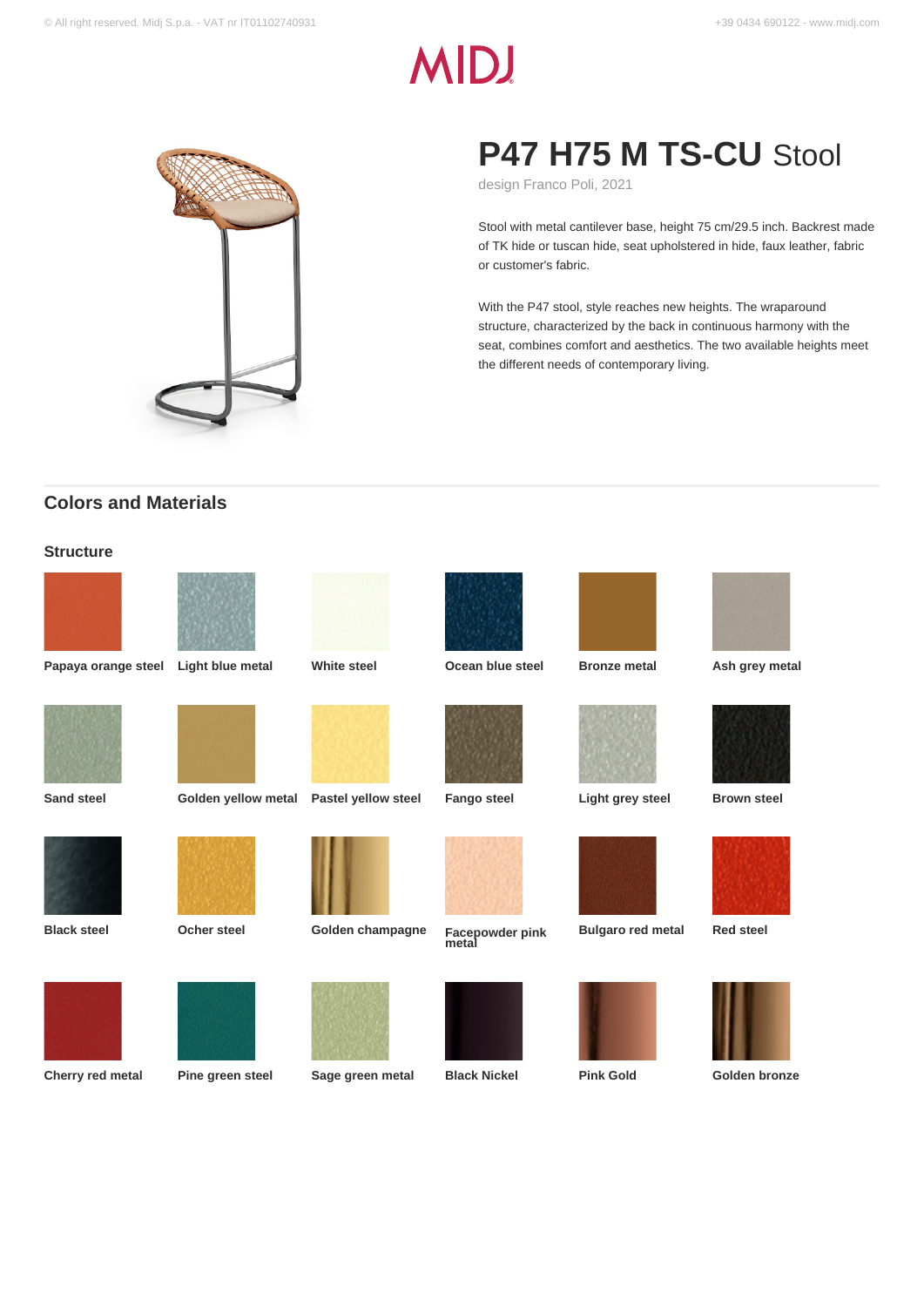# P47 H75 M TS-CU Stool

design Franco Poli, 2021

Stool with metal cantilever base, height 75 cm/29.5 inch. Backrest made of TK hide or tuscan hide, seat upholstered in hide, faux leather, fabric or customer's fabric.

With the P47 stool, style reaches new heights. The wraparound structure, characterized by the back in continuous harmony with the seat, combines comfort and aesthetics. The two available heights meet the different needs of contemporary living.

## Colors and Materials

### Structure

- Papaya orange steel
- Light blue metal
- White steel
- Ocean blue steel
- Bronze metal
- Ash grey metal
- Sand steel
- Golden yellow metal
- Pastel yellow steel
- Fango steel
- Light grey steel
- Brown steel
- Black steel
- Ocher steel
- Golden champagne
- Facepowder pink metal
- Bulgaro red metal
- Red steel
- Cherry red metal
- Pine green steel
- Sage green metal
- Black Nickel
- Pink Gold
- Golden bronze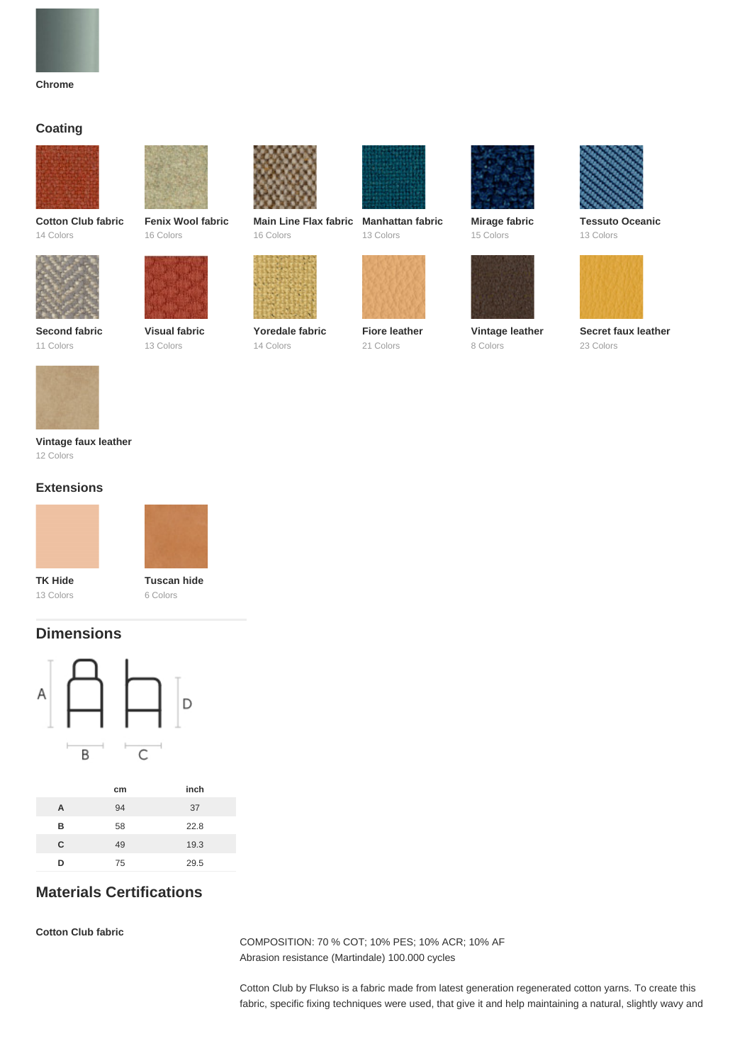Chrome

## Coating

**Cotton Club fabric**
14 Colors

**Fenix Wool fabric**
16 Colors

**Main Line Flax fabric**
16 Colors

**Manhattan fabric**
13 Colors

**Mirage fabric**
15 Colors

**Tessuto Oceanic**
13 Colors

**Second fabric**
11 Colors

**Visual fabric**
13 Colors

**Yoredale fabric**
14 Colors

**Fiore leather**
21 Colors

**Vintage leather**
8 Colors

**Secret faux leather**
23 Colors

**Vintage faux leather**
12 Colors

## Extensions

**TK Hide**
13 Colors

**Tuscan hide**
6 Colors

## Dimensions

|   | cm | inch |
|---|---|---|
| A | 94 | 37 |
| B | 58 | 22.8 |
| C | 49 | 19.3 |
| D | 75 | 29.5 |

## Materials Certifications

**Cotton Club fabric**

COMPOSITION: 70 % COT; 10% PES; 10% ACR; 10% AF
Abrasion resistance (Martindale) 100.000 cycles

Cotton Club by Flukso is a fabric made from latest generation regenerated cotton yarns. To create this fabric, specific fixing techniques were used, that give it and help maintaining a natural, slightly wavy and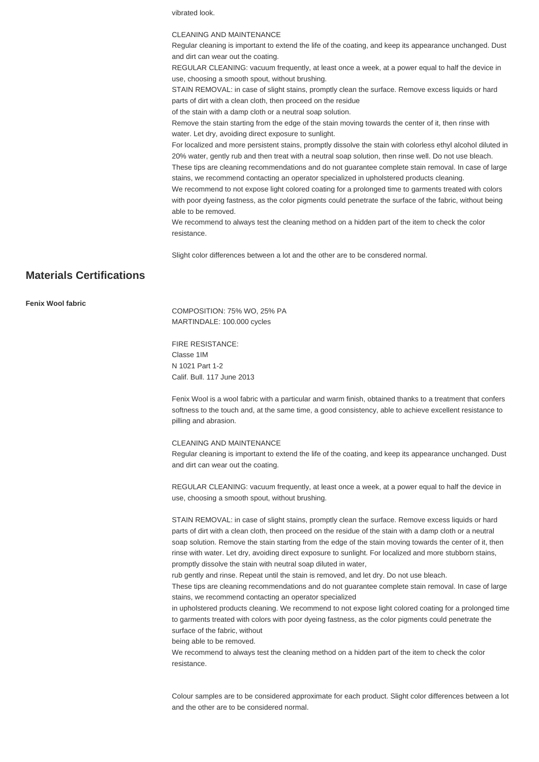vibrated look.

CLEANING AND MAINTENANCE

Regular cleaning is important to extend the life of the coating, and keep its appearance unchanged. Dust and dirt can wear out the coating.

REGULAR CLEANING: vacuum frequently, at least once a week, at a power equal to half the device in use, choosing a smooth spout, without brushing.

STAIN REMOVAL: in case of slight stains, promptly clean the surface. Remove excess liquids or hard parts of dirt with a clean cloth, then proceed on the residue of the stain with a damp cloth or a neutral soap solution.

Remove the stain starting from the edge of the stain moving towards the center of it, then rinse with water. Let dry, avoiding direct exposure to sunlight.

For localized and more persistent stains, promptly dissolve the stain with colorless ethyl alcohol diluted in 20% water, gently rub and then treat with a neutral soap solution, then rinse well. Do not use bleach.

These tips are cleaning recommendations and do not guarantee complete stain removal. In case of large stains, we recommend contacting an operator specialized in upholstered products cleaning.

We recommend to not expose light colored coating for a prolonged time to garments treated with colors with poor dyeing fastness, as the color pigments could penetrate the surface of the fabric, without being able to be removed.

We recommend to always test the cleaning method on a hidden part of the item to check the color resistance.

Slight color differences between a lot and the other are to be consdered normal.

## Materials Certifications

**Fenix Wool fabric**

COMPOSITION: 75% WO, 25% PA
MARTINDALE: 100.000 cycles

FIRE RESISTANCE:
Classe 1IM
N 1021 Part 1-2
Calif. Bull. 117 June 2013

Fenix Wool is a wool fabric with a particular and warm finish, obtained thanks to a treatment that confers softness to the touch and, at the same time, a good consistency, able to achieve excellent resistance to pilling and abrasion.

CLEANING AND MAINTENANCE

Regular cleaning is important to extend the life of the coating, and keep its appearance unchanged. Dust and dirt can wear out the coating.

REGULAR CLEANING: vacuum frequently, at least once a week, at a power equal to half the device in use, choosing a smooth spout, without brushing.

STAIN REMOVAL: in case of slight stains, promptly clean the surface. Remove excess liquids or hard parts of dirt with a clean cloth, then proceed on the residue of the stain with a damp cloth or a neutral soap solution. Remove the stain starting from the edge of the stain moving towards the center of it, then rinse with water. Let dry, avoiding direct exposure to sunlight. For localized and more stubborn stains, promptly dissolve the stain with neutral soap diluted in water,
rub gently and rinse. Repeat until the stain is removed, and let dry. Do not use bleach.

These tips are cleaning recommendations and do not guarantee complete stain removal. In case of large stains, we recommend contacting an operator specialized
in upholstered products cleaning. We recommend to not expose light colored coating for a prolonged time to garments treated with colors with poor dyeing fastness, as the color pigments could penetrate the surface of the fabric, without
being able to be removed.

We recommend to always test the cleaning method on a hidden part of the item to check the color resistance.

Colour samples are to be considered approximate for each product. Slight color differences between a lot and the other are to be considered normal.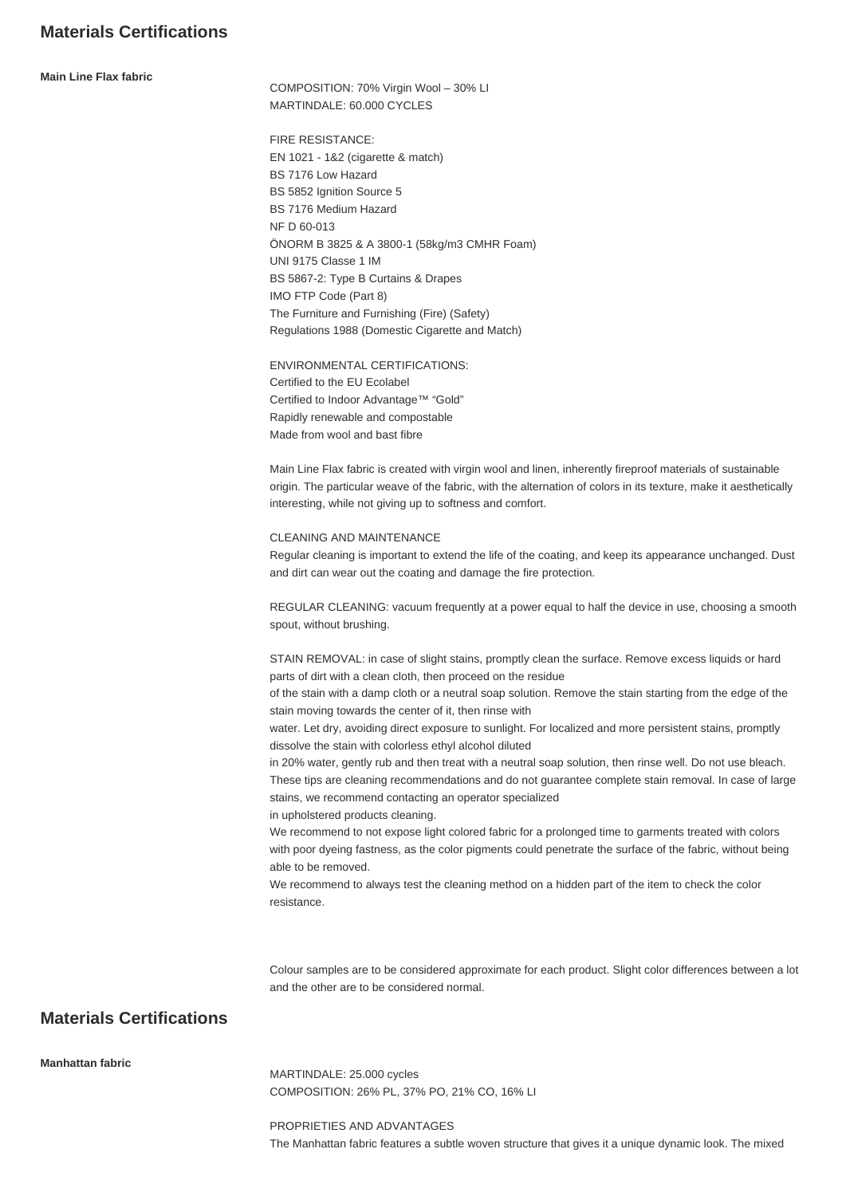## Materials Certifications

**Main Line Flax fabric**

COMPOSITION: 70% Virgin Wool – 30% LI
MARTINDALE: 60.000 CYCLES

FIRE RESISTANCE:
EN 1021 - 1&2 (cigarette & match)
BS 7176 Low Hazard
BS 5852 Ignition Source 5
BS 7176 Medium Hazard
NF D 60-013
ÖNORM B 3825 & A 3800-1 (58kg/m3 CMHR Foam)
UNI 9175 Classe 1 IM
BS 5867-2: Type B Curtains & Drapes
IMO FTP Code (Part 8)
The Furniture and Furnishing (Fire) (Safety)
Regulations 1988 (Domestic Cigarette and Match)

ENVIRONMENTAL CERTIFICATIONS:
Certified to the EU Ecolabel
Certified to Indoor Advantage™ "Gold"
Rapidly renewable and compostable
Made from wool and bast fibre

Main Line Flax fabric is created with virgin wool and linen, inherently fireproof materials of sustainable origin. The particular weave of the fabric, with the alternation of colors in its texture, make it aesthetically interesting, while not giving up to softness and comfort.

CLEANING AND MAINTENANCE
Regular cleaning is important to extend the life of the coating, and keep its appearance unchanged. Dust and dirt can wear out the coating and damage the fire protection.

REGULAR CLEANING: vacuum frequently at a power equal to half the device in use, choosing a smooth spout, without brushing.

STAIN REMOVAL: in case of slight stains, promptly clean the surface. Remove excess liquids or hard parts of dirt with a clean cloth, then proceed on the residue
of the stain with a damp cloth or a neutral soap solution. Remove the stain starting from the edge of the stain moving towards the center of it, then rinse with
water. Let dry, avoiding direct exposure to sunlight. For localized and more persistent stains, promptly dissolve the stain with colorless ethyl alcohol diluted
in 20% water, gently rub and then treat with a neutral soap solution, then rinse well. Do not use bleach. These tips are cleaning recommendations and do not guarantee complete stain removal. In case of large stains, we recommend contacting an operator specialized
in upholstered products cleaning.
We recommend to not expose light colored fabric for a prolonged time to garments treated with colors with poor dyeing fastness, as the color pigments could penetrate the surface of the fabric, without being able to be removed.
We recommend to always test the cleaning method on a hidden part of the item to check the color resistance.

Colour samples are to be considered approximate for each product. Slight color differences between a lot and the other are to be considered normal.

## Materials Certifications

**Manhattan fabric**

MARTINDALE: 25.000 cycles
COMPOSITION: 26% PL, 37% PO, 21% CO, 16% LI

PROPRIETIES AND ADVANTAGES
The Manhattan fabric features a subtle woven structure that gives it a unique dynamic look. The mixed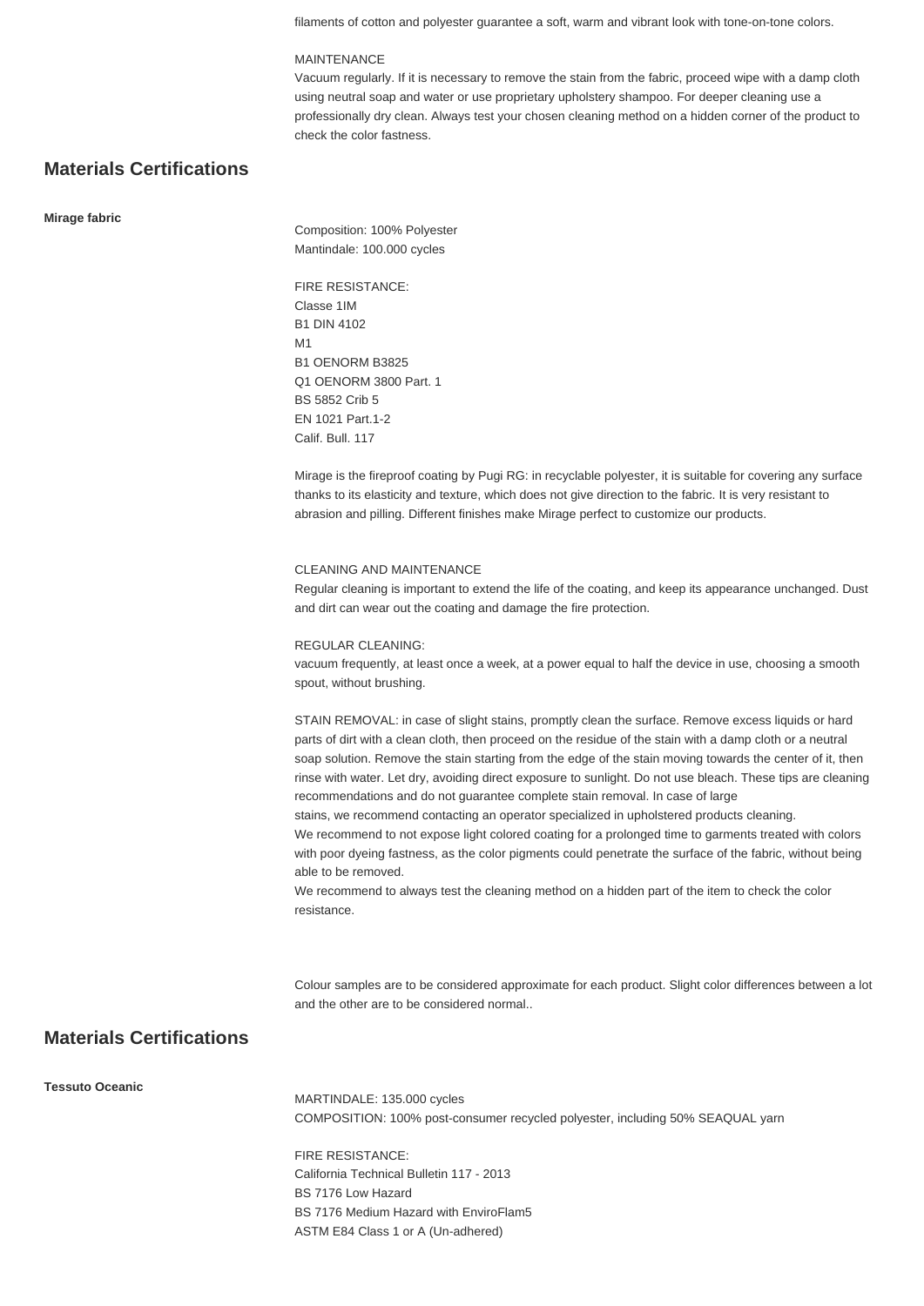filaments of cotton and polyester guarantee a soft, warm and vibrant look with tone-on-tone colors.

MAINTENANCE
Vacuum regularly. If it is necessary to remove the stain from the fabric, proceed wipe with a damp cloth using neutral soap and water or use proprietary upholstery shampoo. For deeper cleaning use a professionally dry clean. Always test your chosen cleaning method on a hidden corner of the product to check the color fastness.

## Materials Certifications

**Mirage fabric**

Composition: 100% Polyester
Mantindale: 100.000 cycles

FIRE RESISTANCE:
Classe 1IM
B1 DIN 4102
M1
B1 OENORM B3825
Q1 OENORM 3800 Part. 1
BS 5852 Crib 5
EN 1021 Part.1-2
Calif. Bull. 117

Mirage is the fireproof coating by Pugi RG: in recyclable polyester, it is suitable for covering any surface thanks to its elasticity and texture, which does not give direction to the fabric. It is very resistant to abrasion and pilling. Different finishes make Mirage perfect to customize our products.

CLEANING AND MAINTENANCE
Regular cleaning is important to extend the life of the coating, and keep its appearance unchanged. Dust and dirt can wear out the coating and damage the fire protection.

REGULAR CLEANING:
vacuum frequently, at least once a week, at a power equal to half the device in use, choosing a smooth spout, without brushing.

STAIN REMOVAL: in case of slight stains, promptly clean the surface. Remove excess liquids or hard parts of dirt with a clean cloth, then proceed on the residue of the stain with a damp cloth or a neutral soap solution. Remove the stain starting from the edge of the stain moving towards the center of it, then rinse with water. Let dry, avoiding direct exposure to sunlight. Do not use bleach. These tips are cleaning recommendations and do not guarantee complete stain removal. In case of large stains, we recommend contacting an operator specialized in upholstered products cleaning.
We recommend to not expose light colored coating for a prolonged time to garments treated with colors with poor dyeing fastness, as the color pigments could penetrate the surface of the fabric, without being able to be removed.
We recommend to always test the cleaning method on a hidden part of the item to check the color resistance.

Colour samples are to be considered approximate for each product. Slight color differences between a lot and the other are to be considered normal..

## Materials Certifications

**Tessuto Oceanic**

MARTINDALE: 135.000 cycles
COMPOSITION: 100% post-consumer recycled polyester, including 50% SEAQUAL yarn

FIRE RESISTANCE:
California Technical Bulletin 117 - 2013
BS 7176 Low Hazard
BS 7176 Medium Hazard with EnviroFlam5
ASTM E84 Class 1 or A (Un-adhered)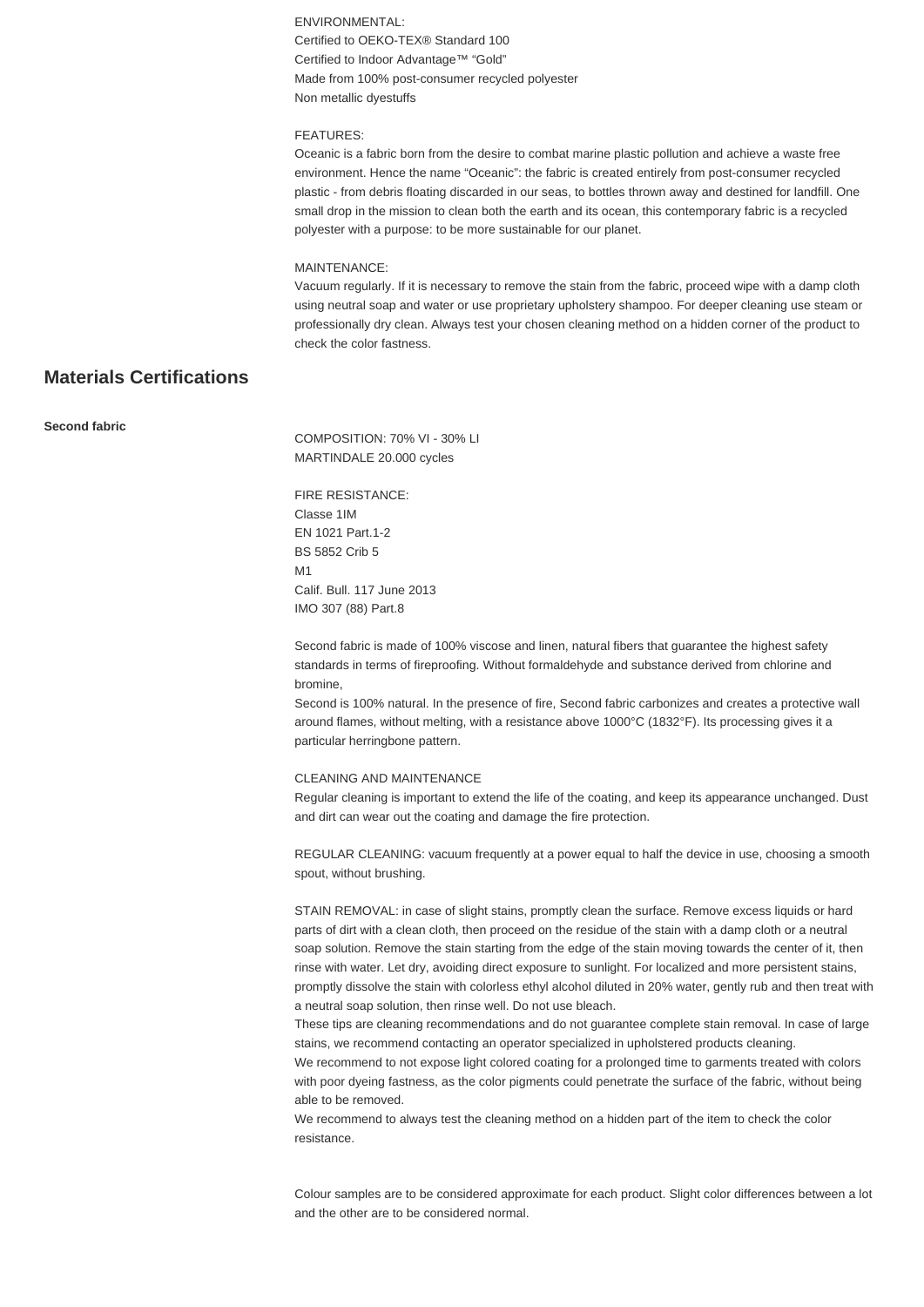ENVIRONMENTAL:
Certified to OEKO-TEX® Standard 100
Certified to Indoor Advantage™ "Gold"
Made from 100% post-consumer recycled polyester
Non metallic dyestuffs

FEATURES:
Oceanic is a fabric born from the desire to combat marine plastic pollution and achieve a waste free environment. Hence the name "Oceanic": the fabric is created entirely from post-consumer recycled plastic - from debris floating discarded in our seas, to bottles thrown away and destined for landfill. One small drop in the mission to clean both the earth and its ocean, this contemporary fabric is a recycled polyester with a purpose: to be more sustainable for our planet.

MAINTENANCE:
Vacuum regularly. If it is necessary to remove the stain from the fabric, proceed wipe with a damp cloth using neutral soap and water or use proprietary upholstery shampoo. For deeper cleaning use steam or professionally dry clean. Always test your chosen cleaning method on a hidden corner of the product to check the color fastness.

## Materials Certifications

**Second fabric**

COMPOSITION: 70% VI - 30% LI
MARTINDALE 20.000 cycles

FIRE RESISTANCE:
Classe 1IM
EN 1021 Part.1-2
BS 5852 Crib 5
M1
Calif. Bull. 117 June 2013
IMO 307 (88) Part.8

Second fabric is made of 100% viscose and linen, natural fibers that guarantee the highest safety standards in terms of fireproofing. Without formaldehyde and substance derived from chlorine and bromine,
Second is 100% natural. In the presence of fire, Second fabric carbonizes and creates a protective wall around flames, without melting, with a resistance above 1000°C (1832°F). Its processing gives it a particular herringbone pattern.

CLEANING AND MAINTENANCE
Regular cleaning is important to extend the life of the coating, and keep its appearance unchanged. Dust and dirt can wear out the coating and damage the fire protection.

REGULAR CLEANING: vacuum frequently at a power equal to half the device in use, choosing a smooth spout, without brushing.

STAIN REMOVAL: in case of slight stains, promptly clean the surface. Remove excess liquids or hard parts of dirt with a clean cloth, then proceed on the residue of the stain with a damp cloth or a neutral soap solution. Remove the stain starting from the edge of the stain moving towards the center of it, then rinse with water. Let dry, avoiding direct exposure to sunlight. For localized and more persistent stains, promptly dissolve the stain with colorless ethyl alcohol diluted in 20% water, gently rub and then treat with a neutral soap solution, then rinse well. Do not use bleach.
These tips are cleaning recommendations and do not guarantee complete stain removal. In case of large stains, we recommend contacting an operator specialized in upholstered products cleaning.
We recommend to not expose light colored coating for a prolonged time to garments treated with colors with poor dyeing fastness, as the color pigments could penetrate the surface of the fabric, without being able to be removed.
We recommend to always test the cleaning method on a hidden part of the item to check the color resistance.

Colour samples are to be considered approximate for each product. Slight color differences between a lot and the other are to be considered normal.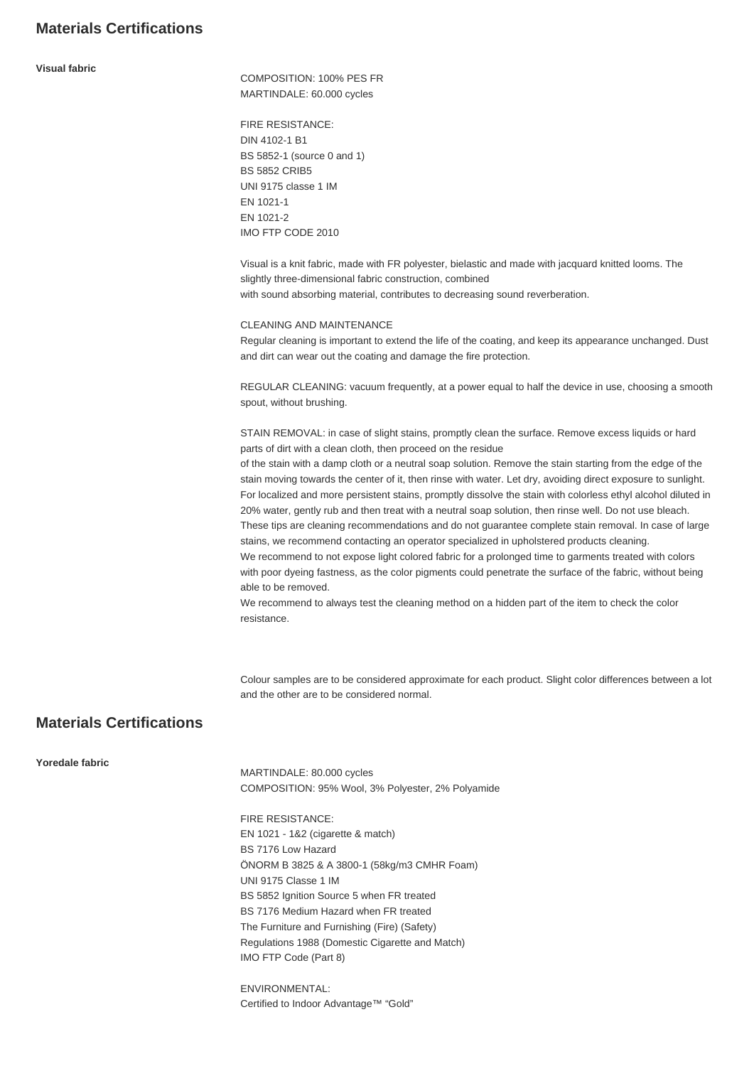## Materials Certifications

**Visual fabric**

COMPOSITION: 100% PES FR
MARTINDALE: 60.000 cycles

FIRE RESISTANCE:
DIN 4102-1 B1
BS 5852-1 (source 0 and 1)
BS 5852 CRIB5
UNI 9175 classe 1 IM
EN 1021-1
EN 1021-2
IMO FTP CODE 2010

Visual is a knit fabric, made with FR polyester, bielastic and made with jacquard knitted looms. The slightly three-dimensional fabric construction, combined with sound absorbing material, contributes to decreasing sound reverberation.

CLEANING AND MAINTENANCE
Regular cleaning is important to extend the life of the coating, and keep its appearance unchanged. Dust and dirt can wear out the coating and damage the fire protection.

REGULAR CLEANING: vacuum frequently, at a power equal to half the device in use, choosing a smooth spout, without brushing.

STAIN REMOVAL: in case of slight stains, promptly clean the surface. Remove excess liquids or hard parts of dirt with a clean cloth, then proceed on the residue of the stain with a damp cloth or a neutral soap solution. Remove the stain starting from the edge of the stain moving towards the center of it, then rinse with water. Let dry, avoiding direct exposure to sunlight. For localized and more persistent stains, promptly dissolve the stain with colorless ethyl alcohol diluted in 20% water, gently rub and then treat with a neutral soap solution, then rinse well. Do not use bleach. These tips are cleaning recommendations and do not guarantee complete stain removal. In case of large stains, we recommend contacting an operator specialized in upholstered products cleaning.
We recommend to not expose light colored fabric for a prolonged time to garments treated with colors with poor dyeing fastness, as the color pigments could penetrate the surface of the fabric, without being able to be removed.
We recommend to always test the cleaning method on a hidden part of the item to check the color resistance.

Colour samples are to be considered approximate for each product. Slight color differences between a lot and the other are to be considered normal.

## Materials Certifications

**Yoredale fabric**

MARTINDALE: 80.000 cycles
COMPOSITION: 95% Wool, 3% Polyester, 2% Polyamide

FIRE RESISTANCE:
EN 1021 - 1&2 (cigarette & match)
BS 7176 Low Hazard
ÖNORM B 3825 & A 3800-1 (58kg/m3 CMHR Foam)
UNI 9175 Classe 1 IM
BS 5852 Ignition Source 5 when FR treated
BS 7176 Medium Hazard when FR treated
The Furniture and Furnishing (Fire) (Safety) Regulations 1988 (Domestic Cigarette and Match)
IMO FTP Code (Part 8)

ENVIRONMENTAL:
Certified to Indoor Advantage™ "Gold"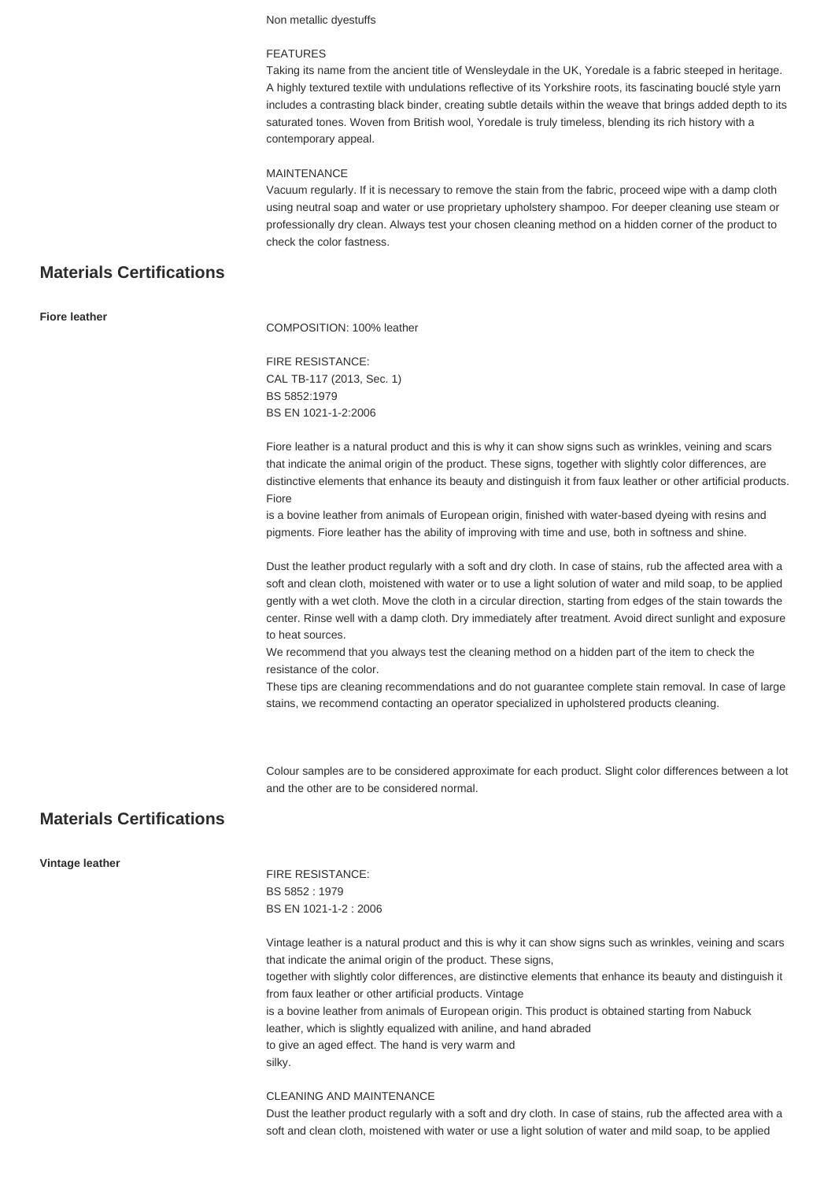Non metallic dyestuffs

FEATURES
Taking its name from the ancient title of Wensleydale in the UK, Yoredale is a fabric steeped in heritage. A highly textured textile with undulations reflective of its Yorkshire roots, its fascinating bouclé style yarn includes a contrasting black binder, creating subtle details within the weave that brings added depth to its saturated tones. Woven from British wool, Yoredale is truly timeless, blending its rich history with a contemporary appeal.

MAINTENANCE
Vacuum regularly. If it is necessary to remove the stain from the fabric, proceed wipe with a damp cloth using neutral soap and water or use proprietary upholstery shampoo. For deeper cleaning use steam or professionally dry clean. Always test your chosen cleaning method on a hidden corner of the product to check the color fastness.

## Materials Certifications

**Fiore leather**

COMPOSITION: 100% leather

FIRE RESISTANCE:
CAL TB-117 (2013, Sec. 1)
BS 5852:1979
BS EN 1021-1-2:2006

Fiore leather is a natural product and this is why it can show signs such as wrinkles, veining and scars that indicate the animal origin of the product. These signs, together with slightly color differences, are distinctive elements that enhance its beauty and distinguish it from faux leather or other artificial products. Fiore
is a bovine leather from animals of European origin, finished with water-based dyeing with resins and pigments. Fiore leather has the ability of improving with time and use, both in softness and shine.

Dust the leather product regularly with a soft and dry cloth. In case of stains, rub the affected area with a soft and clean cloth, moistened with water or to use a light solution of water and mild soap, to be applied gently with a wet cloth. Move the cloth in a circular direction, starting from edges of the stain towards the center. Rinse well with a damp cloth. Dry immediately after treatment. Avoid direct sunlight and exposure to heat sources.
We recommend that you always test the cleaning method on a hidden part of the item to check the resistance of the color.
These tips are cleaning recommendations and do not guarantee complete stain removal. In case of large stains, we recommend contacting an operator specialized in upholstered products cleaning.

Colour samples are to be considered approximate for each product. Slight color differences between a lot and the other are to be considered normal.

## Materials Certifications

**Vintage leather**

FIRE RESISTANCE:
BS 5852 : 1979
BS EN 1021-1-2 : 2006

Vintage leather is a natural product and this is why it can show signs such as wrinkles, veining and scars that indicate the animal origin of the product. These signs,
together with slightly color differences, are distinctive elements that enhance its beauty and distinguish it from faux leather or other artificial products. Vintage
is a bovine leather from animals of European origin. This product is obtained starting from Nabuck leather, which is slightly equalized with aniline, and hand abraded
to give an aged effect. The hand is very warm and
silky.

CLEANING AND MAINTENANCE
Dust the leather product regularly with a soft and dry cloth. In case of stains, rub the affected area with a soft and clean cloth, moistened with water or use a light solution of water and mild soap, to be applied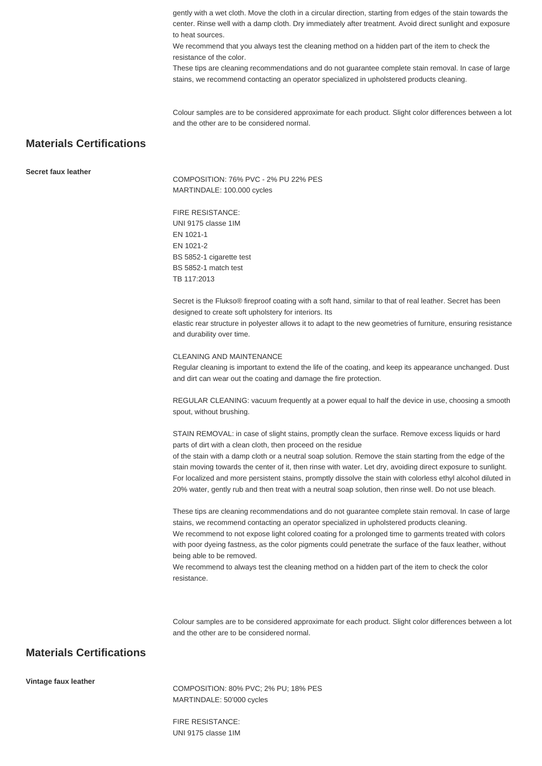gently with a wet cloth. Move the cloth in a circular direction, starting from edges of the stain towards the center. Rinse well with a damp cloth. Dry immediately after treatment. Avoid direct sunlight and exposure to heat sources.
We recommend that you always test the cleaning method on a hidden part of the item to check the resistance of the color.
These tips are cleaning recommendations and do not guarantee complete stain removal. In case of large stains, we recommend contacting an operator specialized in upholstered products cleaning.

Colour samples are to be considered approximate for each product. Slight color differences between a lot and the other are to be considered normal.

## Materials Certifications

**Secret faux leather**

COMPOSITION: 76% PVC - 2% PU 22% PES
MARTINDALE: 100.000 cycles

FIRE RESISTANCE:
UNI 9175 classe 1IM
EN 1021-1
EN 1021-2
BS 5852-1 cigarette test
BS 5852-1 match test
TB 117:2013

Secret is the Flukso® fireproof coating with a soft hand, similar to that of real leather. Secret has been designed to create soft upholstery for interiors. Its
elastic rear structure in polyester allows it to adapt to the new geometries of furniture, ensuring resistance and durability over time.

CLEANING AND MAINTENANCE
Regular cleaning is important to extend the life of the coating, and keep its appearance unchanged. Dust and dirt can wear out the coating and damage the fire protection.

REGULAR CLEANING: vacuum frequently at a power equal to half the device in use, choosing a smooth spout, without brushing.

STAIN REMOVAL: in case of slight stains, promptly clean the surface. Remove excess liquids or hard parts of dirt with a clean cloth, then proceed on the residue
of the stain with a damp cloth or a neutral soap solution. Remove the stain starting from the edge of the stain moving towards the center of it, then rinse with water. Let dry, avoiding direct exposure to sunlight.
For localized and more persistent stains, promptly dissolve the stain with colorless ethyl alcohol diluted in 20% water, gently rub and then treat with a neutral soap solution, then rinse well. Do not use bleach.

These tips are cleaning recommendations and do not guarantee complete stain removal. In case of large stains, we recommend contacting an operator specialized in upholstered products cleaning.
We recommend to not expose light colored coating for a prolonged time to garments treated with colors with poor dyeing fastness, as the color pigments could penetrate the surface of the faux leather, without being able to be removed.
We recommend to always test the cleaning method on a hidden part of the item to check the color resistance.

Colour samples are to be considered approximate for each product. Slight color differences between a lot and the other are to be considered normal.

## Materials Certifications

**Vintage faux leather**

COMPOSITION: 80% PVC; 2% PU; 18% PES
MARTINDALE: 50'000 cycles

FIRE RESISTANCE:
UNI 9175 classe 1IM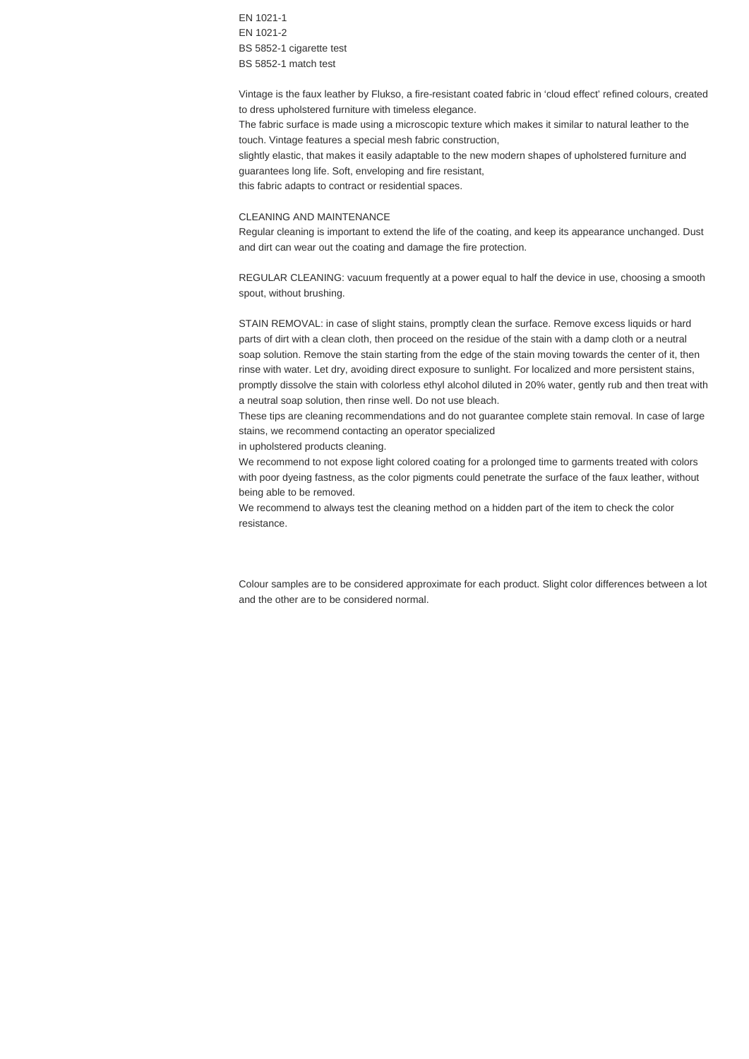EN 1021-1
EN 1021-2
BS 5852-1 cigarette test
BS 5852-1 match test

Vintage is the faux leather by Flukso, a fire-resistant coated fabric in ‘cloud effect’ refined colours, created to dress upholstered furniture with timeless elegance.
The fabric surface is made using a microscopic texture which makes it similar to natural leather to the touch. Vintage features a special mesh fabric construction,
slightly elastic, that makes it easily adaptable to the new modern shapes of upholstered furniture and guarantees long life. Soft, enveloping and fire resistant,
this fabric adapts to contract or residential spaces.

CLEANING AND MAINTENANCE
Regular cleaning is important to extend the life of the coating, and keep its appearance unchanged. Dust and dirt can wear out the coating and damage the fire protection.

REGULAR CLEANING: vacuum frequently at a power equal to half the device in use, choosing a smooth spout, without brushing.

STAIN REMOVAL: in case of slight stains, promptly clean the surface. Remove excess liquids or hard parts of dirt with a clean cloth, then proceed on the residue of the stain with a damp cloth or a neutral soap solution. Remove the stain starting from the edge of the stain moving towards the center of it, then rinse with water. Let dry, avoiding direct exposure to sunlight. For localized and more persistent stains, promptly dissolve the stain with colorless ethyl alcohol diluted in 20% water, gently rub and then treat with a neutral soap solution, then rinse well. Do not use bleach.
These tips are cleaning recommendations and do not guarantee complete stain removal. In case of large stains, we recommend contacting an operator specialized
in upholstered products cleaning.
We recommend to not expose light colored coating for a prolonged time to garments treated with colors with poor dyeing fastness, as the color pigments could penetrate the surface of the faux leather, without being able to be removed.
We recommend to always test the cleaning method on a hidden part of the item to check the color resistance.

Colour samples are to be considered approximate for each product. Slight color differences between a lot and the other are to be considered normal.